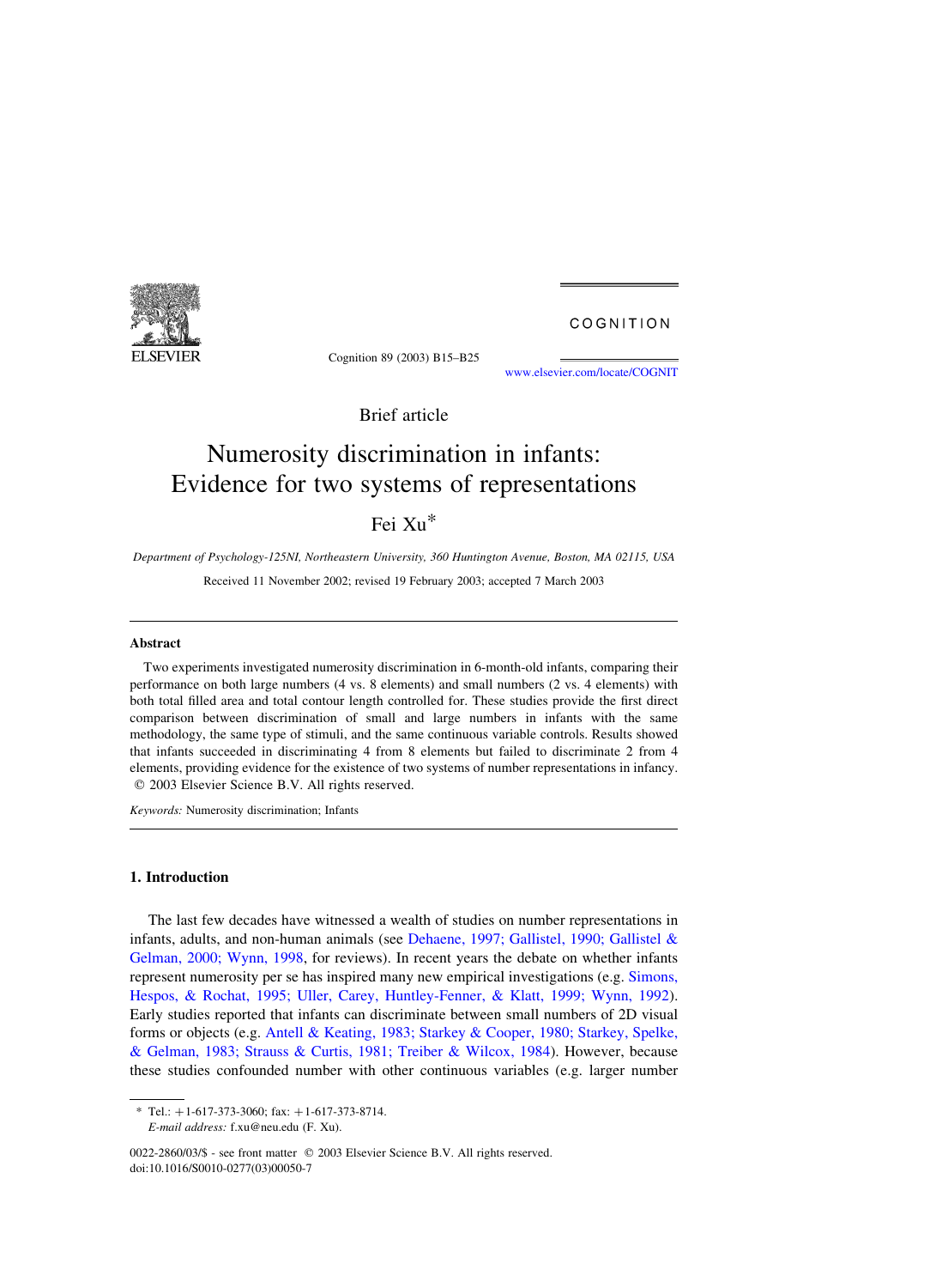Brief article

# Numerosity discrimination in infants: Evidence for two systems of representations

Fei Xu*

*Department of Psychology-125NI, Northeastern University, 360 Huntington Avenue, Boston, MA 02115, USA*

Received 11 November 2002; revised 19 February 2003; accepted 7 March 2003

## Abstract

Two experiments investigated numerosity discrimination in 6-month-old infants, comparing their performance on both large numbers (4 vs. 8 elements) and small numbers (2 vs. 4 elements) with both total filled area and total contour length controlled for. These studies provide the first direct comparison between discrimination of small and large numbers in infants with the same methodology, the same type of stimuli, and the same continuous variable controls. Results showed that infants succeeded in discriminating 4 from 8 elements but failed to discriminate 2 from 4 elements, providing evidence for the existence of two systems of number representations in infancy. © 2003 Elsevier Science B.V. All rights reserved.

*Keywords:* Numerosity discrimination; Infants

## 1. Introduction

The last few decades have witnessed a wealth of studies on number representations in infants, adults, and non-human animals (see Dehaene, 1997; Gallistel, 1990; Gallistel & Gelman, 2000; Wynn, 1998, for reviews). In recent years the debate on whether infants represent numerosity per se has inspired many new empirical investigations (e.g. Simons, Hespos, & Rochat, 1995; Uller, Carey, Huntley-Fenner, & Klatt, 1999; Wynn, 1992). Early studies reported that infants can discriminate between small numbers of 2D visual forms or objects (e.g. Antell & Keating, 1983; Starkey & Cooper, 1980; Starkey, Spelke, & Gelman, 1983; Strauss & Curtis, 1981; Treiber & Wilcox, 1984). However, because these studies confounded number with other continuous variables (e.g. larger number

* Tel.: +1-617-373-3060; fax: +1-617-373-8714.
*E-mail address:* f.xu@neu.edu (F. Xu).

0022-2860/03/$ - see front matter © 2003 Elsevier Science B.V. All rights reserved.
doi:10.1016/S0010-0277(03)00050-7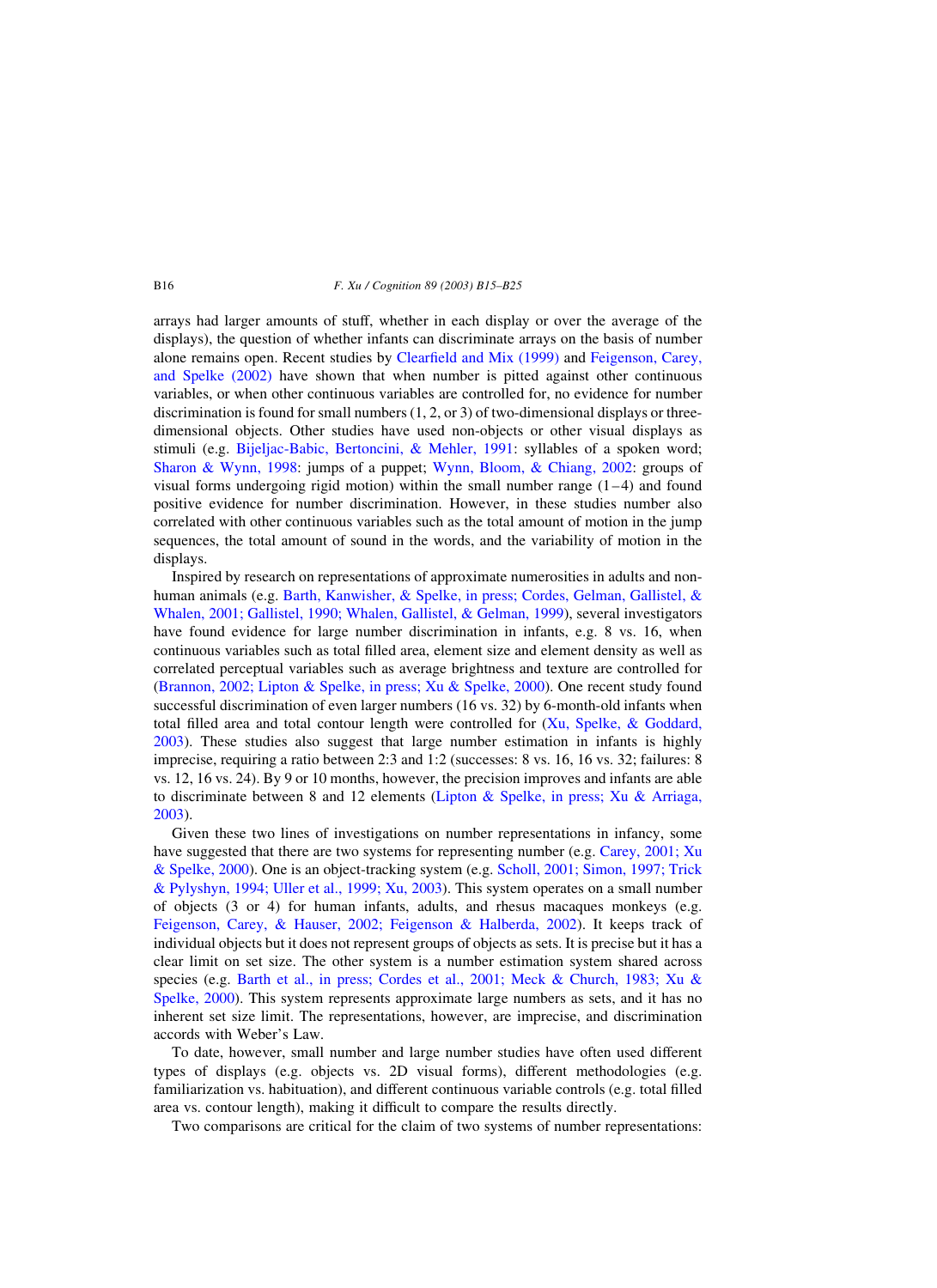arrays had larger amounts of stuff, whether in each display or over the average of the displays), the question of whether infants can discriminate arrays on the basis of number alone remains open. Recent studies by Clearfield and Mix (1999) and Feigenson, Carey, and Spelke (2002) have shown that when number is pitted against other continuous variables, or when other continuous variables are controlled for, no evidence for number discrimination is found for small numbers (1, 2, or 3) of two-dimensional displays or three-dimensional objects. Other studies have used non-objects or other visual displays as stimuli (e.g. Bijeljac-Babic, Bertoncini, & Mehler, 1991: syllables of a spoken word; Sharon & Wynn, 1998: jumps of a puppet; Wynn, Bloom, & Chiang, 2002: groups of visual forms undergoing rigid motion) within the small number range (1–4) and found positive evidence for number discrimination. However, in these studies number also correlated with other continuous variables such as the total amount of motion in the jump sequences, the total amount of sound in the words, and the variability of motion in the displays.

Inspired by research on representations of approximate numerosities in adults and non-human animals (e.g. Barth, Kanwisher, & Spelke, in press; Cordes, Gelman, Gallistel, & Whalen, 2001; Gallistel, 1990; Whalen, Gallistel, & Gelman, 1999), several investigators have found evidence for large number discrimination in infants, e.g. 8 vs. 16, when continuous variables such as total filled area, element size and element density as well as correlated perceptual variables such as average brightness and texture are controlled for (Brannon, 2002; Lipton & Spelke, in press; Xu & Spelke, 2000). One recent study found successful discrimination of even larger numbers (16 vs. 32) by 6-month-old infants when total filled area and total contour length were controlled for (Xu, Spelke, & Goddard, 2003). These studies also suggest that large number estimation in infants is highly imprecise, requiring a ratio between 2:3 and 1:2 (successes: 8 vs. 16, 16 vs. 32; failures: 8 vs. 12, 16 vs. 24). By 9 or 10 months, however, the precision improves and infants are able to discriminate between 8 and 12 elements (Lipton & Spelke, in press; Xu & Arriaga, 2003).

Given these two lines of investigations on number representations in infancy, some have suggested that there are two systems for representing number (e.g. Carey, 2001; Xu & Spelke, 2000). One is an object-tracking system (e.g. Scholl, 2001; Simon, 1997; Trick & Pylyshyn, 1994; Uller et al., 1999; Xu, 2003). This system operates on a small number of objects (3 or 4) for human infants, adults, and rhesus macaques monkeys (e.g. Feigenson, Carey, & Hauser, 2002; Feigenson & Halberda, 2002). It keeps track of individual objects but it does not represent groups of objects as sets. It is precise but it has a clear limit on set size. The other system is a number estimation system shared across species (e.g. Barth et al., in press; Cordes et al., 2001; Meck & Church, 1983; Xu & Spelke, 2000). This system represents approximate large numbers as sets, and it has no inherent set size limit. The representations, however, are imprecise, and discrimination accords with Weber's Law.

To date, however, small number and large number studies have often used different types of displays (e.g. objects vs. 2D visual forms), different methodologies (e.g. familiarization vs. habituation), and different continuous variable controls (e.g. total filled area vs. contour length), making it difficult to compare the results directly.

Two comparisons are critical for the claim of two systems of number representations: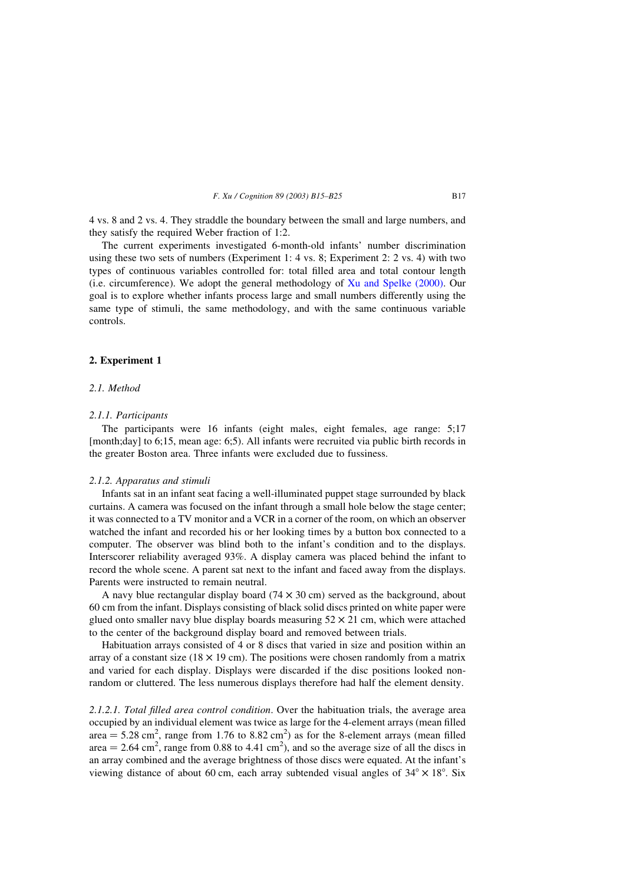4 vs. 8 and 2 vs. 4. They straddle the boundary between the small and large numbers, and they satisfy the required Weber fraction of 1:2.

The current experiments investigated 6-month-old infants' number discrimination using these two sets of numbers (Experiment 1: 4 vs. 8; Experiment 2: 2 vs. 4) with two types of continuous variables controlled for: total filled area and total contour length (i.e. circumference). We adopt the general methodology of Xu and Spelke (2000). Our goal is to explore whether infants process large and small numbers differently using the same type of stimuli, the same methodology, and with the same continuous variable controls.

## 2. Experiment 1

### 2.1. Method

#### 2.1.1. Participants

The participants were 16 infants (eight males, eight females, age range: 5;17 [month;day] to 6;15, mean age: 6;5). All infants were recruited via public birth records in the greater Boston area. Three infants were excluded due to fussiness.

#### 2.1.2. Apparatus and stimuli

Infants sat in an infant seat facing a well-illuminated puppet stage surrounded by black curtains. A camera was focused on the infant through a small hole below the stage center; it was connected to a TV monitor and a VCR in a corner of the room, on which an observer watched the infant and recorded his or her looking times by a button box connected to a computer. The observer was blind both to the infant's condition and to the displays. Interscorer reliability averaged 93%. A display camera was placed behind the infant to record the whole scene. A parent sat next to the infant and faced away from the displays. Parents were instructed to remain neutral.

A navy blue rectangular display board ($74 \times 30$ cm) served as the background, about 60 cm from the infant. Displays consisting of black solid discs printed on white paper were glued onto smaller navy blue display boards measuring $52 \times 21$ cm, which were attached to the center of the background display board and removed between trials.

Habituation arrays consisted of 4 or 8 discs that varied in size and position within an array of a constant size ($18 \times 19$ cm). The positions were chosen randomly from a matrix and varied for each display. Displays were discarded if the disc positions looked non-random or cluttered. The less numerous displays therefore had half the element density.

*2.1.2.1. Total filled area control condition.* Over the habituation trials, the average area occupied by an individual element was twice as large for the 4-element arrays (mean filled area = 5.28 cm$^2$, range from 1.76 to 8.82 cm$^2$) as for the 8-element arrays (mean filled area = 2.64 cm$^2$, range from 0.88 to 4.41 cm$^2$), and so the average size of all the discs in an array combined and the average brightness of those discs were equated. At the infant's viewing distance of about 60 cm, each array subtended visual angles of $34° \times 18°$. Six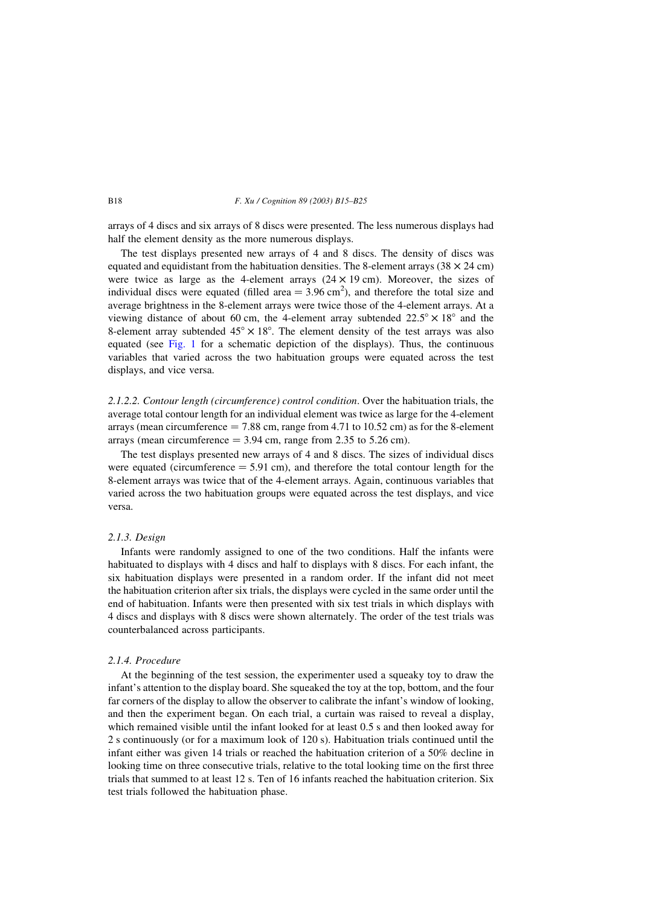arrays of 4 discs and six arrays of 8 discs were presented. The less numerous displays had half the element density as the more numerous displays.

The test displays presented new arrays of 4 and 8 discs. The density of discs was equated and equidistant from the habituation densities. The 8-element arrays (38 × 24 cm) were twice as large as the 4-element arrays (24 × 19 cm). Moreover, the sizes of individual discs were equated (filled area = 3.96 cm$^2$), and therefore the total size and average brightness in the 8-element arrays were twice those of the 4-element arrays. At a viewing distance of about 60 cm, the 4-element array subtended 22.5° × 18° and the 8-element array subtended 45° × 18°. The element density of the test arrays was also equated (see Fig. 1 for a schematic depiction of the displays). Thus, the continuous variables that varied across the two habituation groups were equated across the test displays, and vice versa.

*2.1.2.2. Contour length (circumference) control condition*. Over the habituation trials, the average total contour length for an individual element was twice as large for the 4-element arrays (mean circumference = 7.88 cm, range from 4.71 to 10.52 cm) as for the 8-element arrays (mean circumference = 3.94 cm, range from 2.35 to 5.26 cm).

The test displays presented new arrays of 4 and 8 discs. The sizes of individual discs were equated (circumference = 5.91 cm), and therefore the total contour length for the 8-element arrays was twice that of the 4-element arrays. Again, continuous variables that varied across the two habituation groups were equated across the test displays, and vice versa.

### *2.1.3. Design*

Infants were randomly assigned to one of the two conditions. Half the infants were habituated to displays with 4 discs and half to displays with 8 discs. For each infant, the six habituation displays were presented in a random order. If the infant did not meet the habituation criterion after six trials, the displays were cycled in the same order until the end of habituation. Infants were then presented with six test trials in which displays with 4 discs and displays with 8 discs were shown alternately. The order of the test trials was counterbalanced across participants.

### *2.1.4. Procedure*

At the beginning of the test session, the experimenter used a squeaky toy to draw the infant's attention to the display board. She squeaked the toy at the top, bottom, and the four far corners of the display to allow the observer to calibrate the infant's window of looking, and then the experiment began. On each trial, a curtain was raised to reveal a display, which remained visible until the infant looked for at least 0.5 s and then looked away for 2 s continuously (or for a maximum look of 120 s). Habituation trials continued until the infant either was given 14 trials or reached the habituation criterion of a 50% decline in looking time on three consecutive trials, relative to the total looking time on the first three trials that summed to at least 12 s. Ten of 16 infants reached the habituation criterion. Six test trials followed the habituation phase.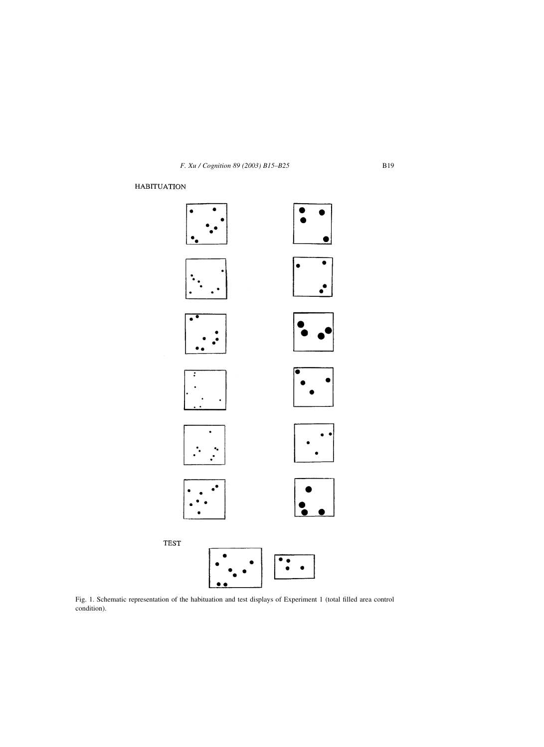HABITUATION

TEST

Fig. 1. Schematic representation of the habituation and test displays of Experiment 1 (total filled area control condition).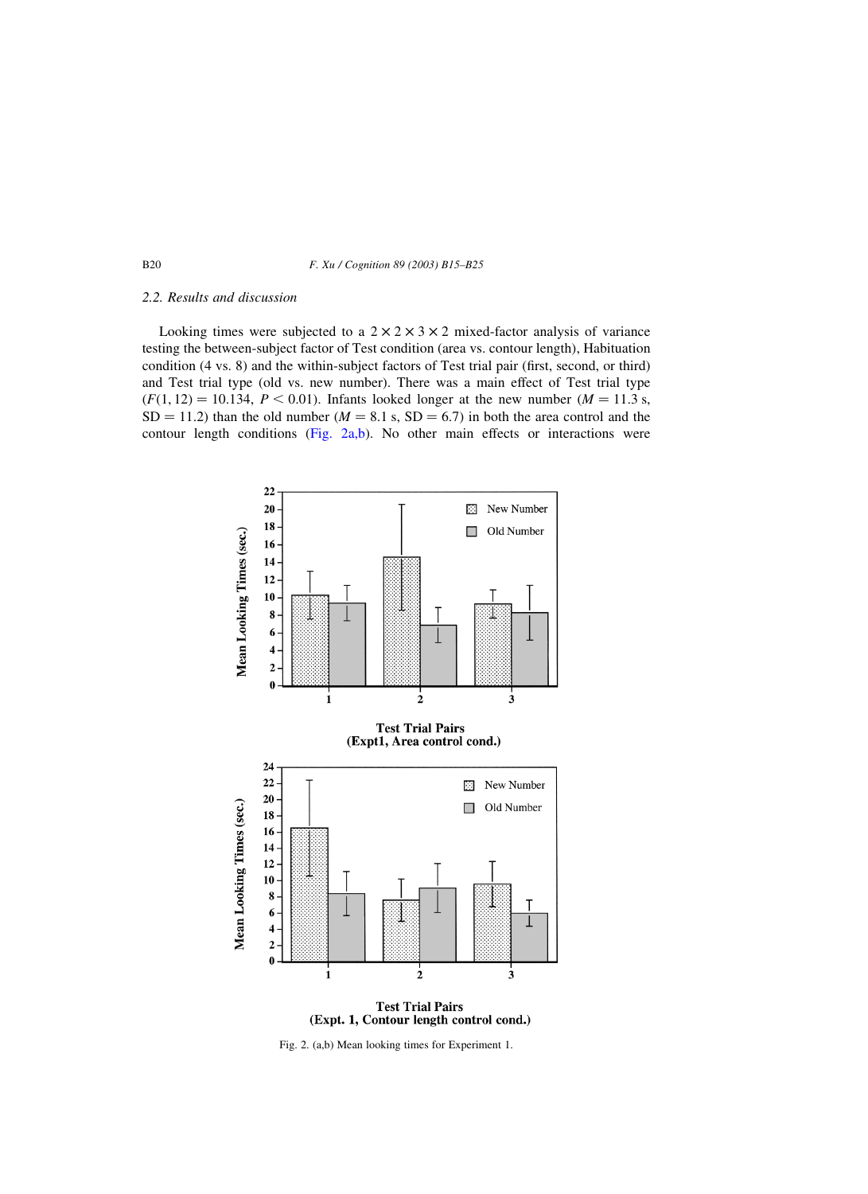### 2.2. Results and discussion

Looking times were subjected to a $2 \times 2 \times 3 \times 2$ mixed-factor analysis of variance testing the between-subject factor of Test condition (area vs. contour length), Habituation condition (4 vs. 8) and the within-subject factors of Test trial pair (first, second, or third) and Test trial type (old vs. new number). There was a main effect of Test trial type ($F(1, 12) = 10.134$, $P < 0.01$). Infants looked longer at the new number ($M = 11.3$ s, $\mathrm{SD} = 11.2$) than the old number ($M = 8.1$ s, $\mathrm{SD} = 6.7$) in both the area control and the contour length conditions (Fig. 2a,b). No other main effects or interactions were

Fig. 2. (a,b) Mean looking times for Experiment 1.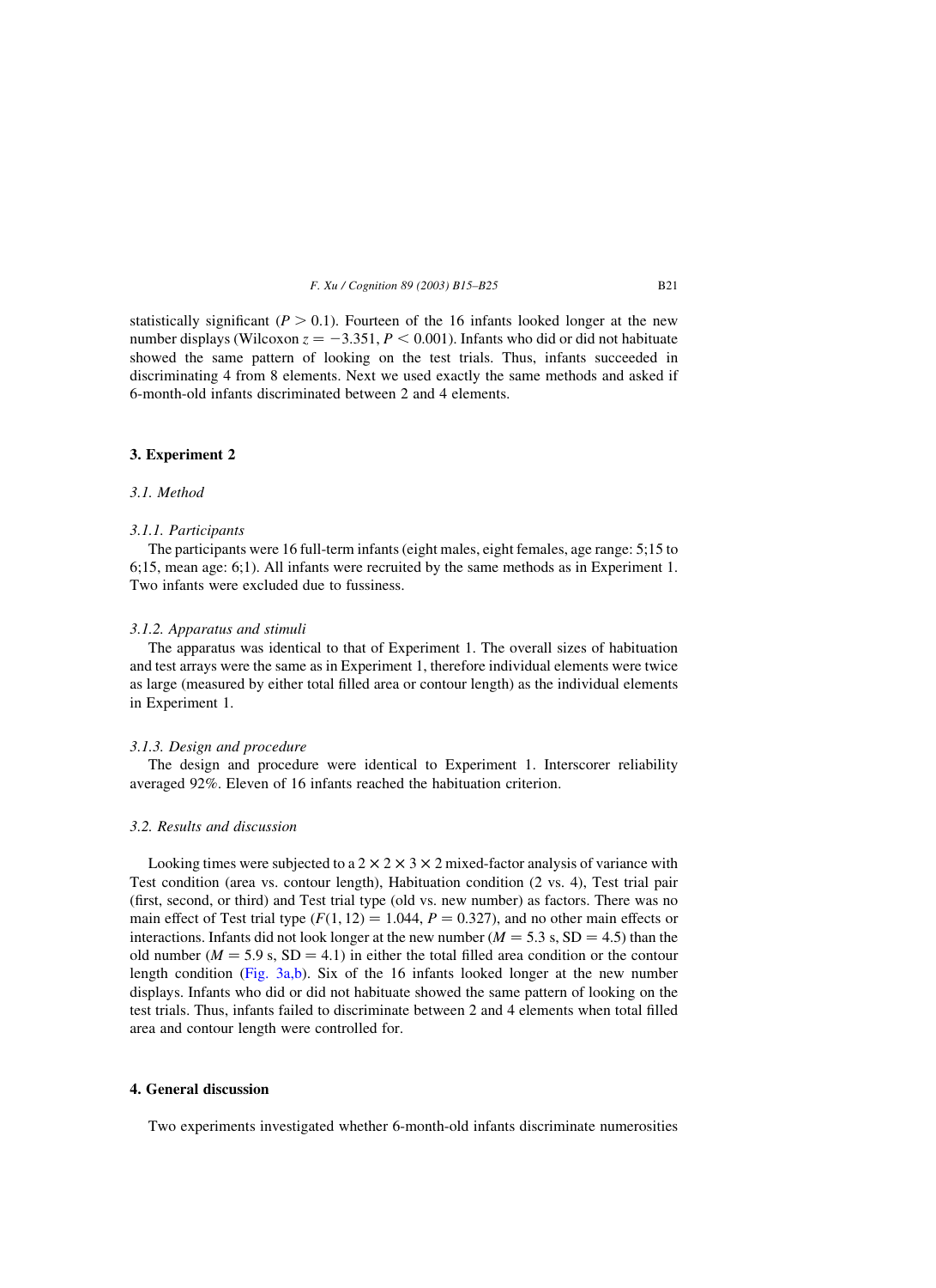statistically significant ($P > 0.1$). Fourteen of the 16 infants looked longer at the new number displays (Wilcoxon $z = -3.351$, $P < 0.001$). Infants who did or did not habituate showed the same pattern of looking on the test trials. Thus, infants succeeded in discriminating 4 from 8 elements. Next we used exactly the same methods and asked if 6-month-old infants discriminated between 2 and 4 elements.

## 3. Experiment 2

### 3.1. Method

#### 3.1.1. Participants

The participants were 16 full-term infants (eight males, eight females, age range: 5;15 to 6;15, mean age: 6;1). All infants were recruited by the same methods as in Experiment 1. Two infants were excluded due to fussiness.

#### 3.1.2. Apparatus and stimuli

The apparatus was identical to that of Experiment 1. The overall sizes of habituation and test arrays were the same as in Experiment 1, therefore individual elements were twice as large (measured by either total filled area or contour length) as the individual elements in Experiment 1.

#### 3.1.3. Design and procedure

The design and procedure were identical to Experiment 1. Interscorer reliability averaged 92%. Eleven of 16 infants reached the habituation criterion.

### 3.2. Results and discussion

Looking times were subjected to a $2 \times 2 \times 3 \times 2$ mixed-factor analysis of variance with Test condition (area vs. contour length), Habituation condition (2 vs. 4), Test trial pair (first, second, or third) and Test trial type (old vs. new number) as factors. There was no main effect of Test trial type ($F(1, 12) = 1.044$, $P = 0.327$), and no other main effects or interactions. Infants did not look longer at the new number ($M = 5.3$ s, $SD = 4.5$) than the old number ($M = 5.9$ s, $SD = 4.1$) in either the total filled area condition or the contour length condition (Fig. 3a,b). Six of the 16 infants looked longer at the new number displays. Infants who did or did not habituate showed the same pattern of looking on the test trials. Thus, infants failed to discriminate between 2 and 4 elements when total filled area and contour length were controlled for.

## 4. General discussion

Two experiments investigated whether 6-month-old infants discriminate numerosities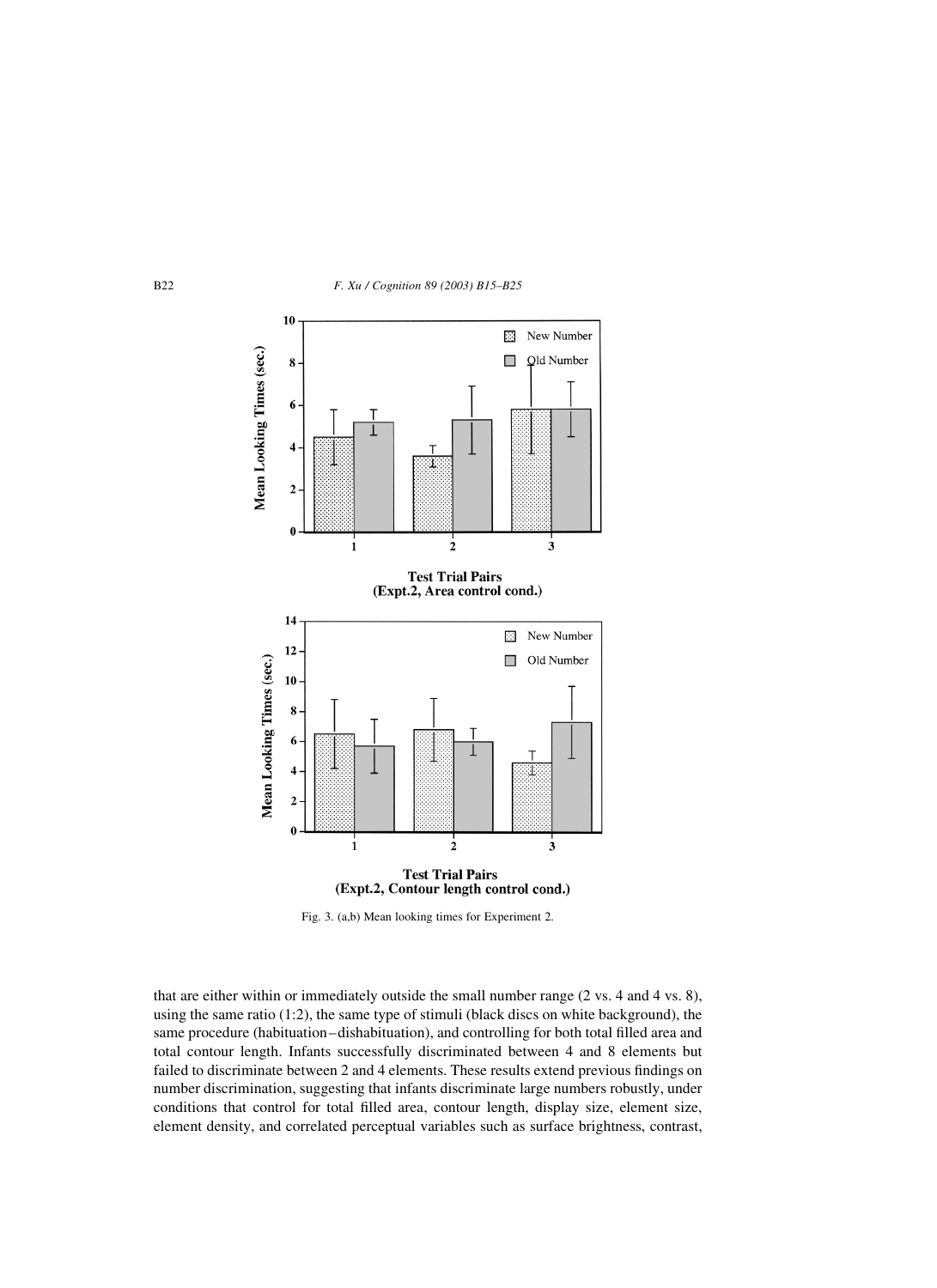Fig. 3. (a,b) Mean looking times for Experiment 2.

that are either within or immediately outside the small number range (2 vs. 4 and 4 vs. 8), using the same ratio (1:2), the same type of stimuli (black discs on white background), the same procedure (habituation–dishabituation), and controlling for both total filled area and total contour length. Infants successfully discriminated between 4 and 8 elements but failed to discriminate between 2 and 4 elements. These results extend previous findings on number discrimination, suggesting that infants discriminate large numbers robustly, under conditions that control for total filled area, contour length, display size, element size, element density, and correlated perceptual variables such as surface brightness, contrast,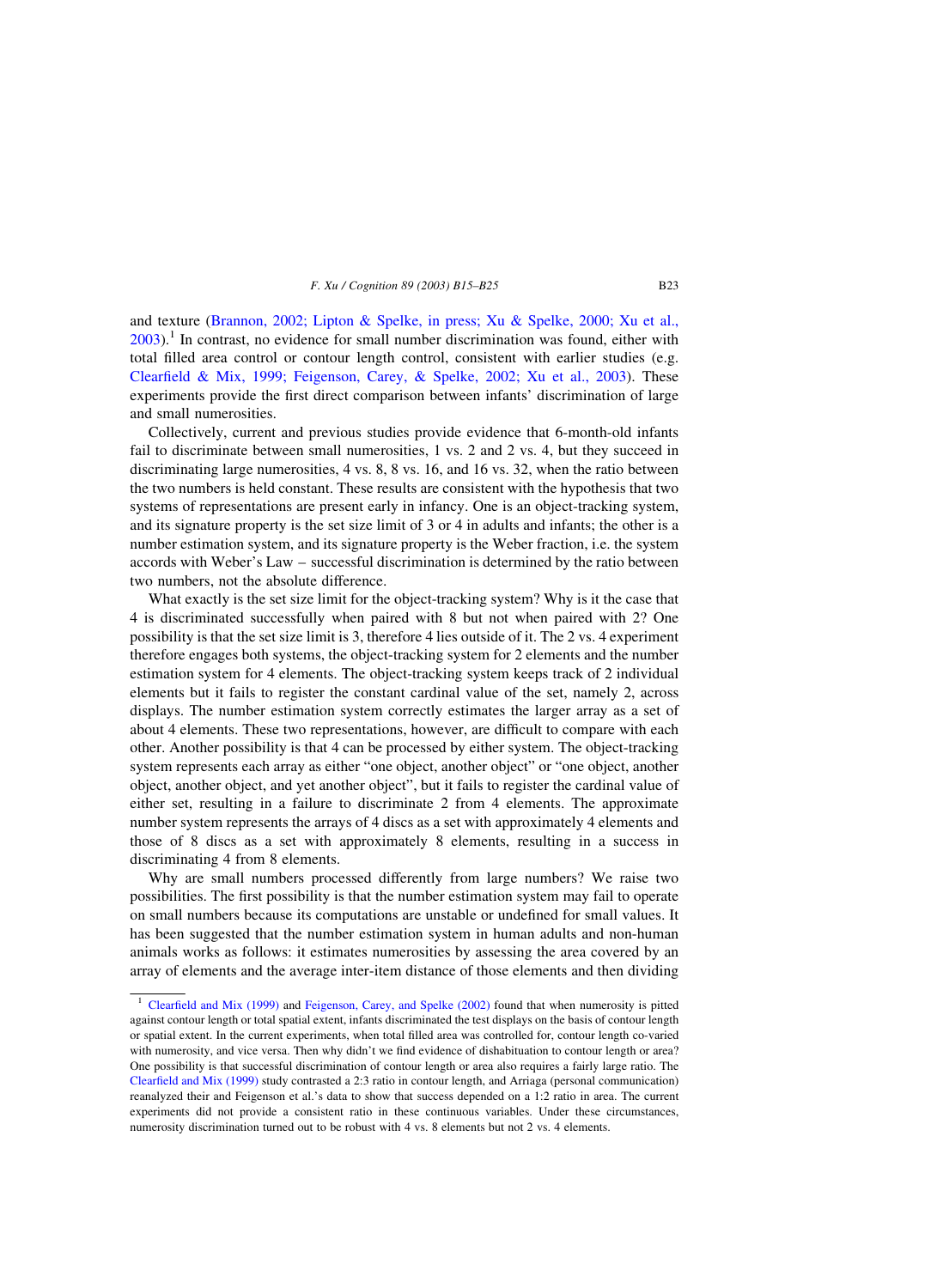and texture (Brannon, 2002; Lipton & Spelke, in press; Xu & Spelke, 2000; Xu et al., 2003).[1] In contrast, no evidence for small number discrimination was found, either with total filled area control or contour length control, consistent with earlier studies (e.g. Clearfield & Mix, 1999; Feigenson, Carey, & Spelke, 2002; Xu et al., 2003). These experiments provide the first direct comparison between infants' discrimination of large and small numerosities.

Collectively, current and previous studies provide evidence that 6-month-old infants fail to discriminate between small numerosities, 1 vs. 2 and 2 vs. 4, but they succeed in discriminating large numerosities, 4 vs. 8, 8 vs. 16, and 16 vs. 32, when the ratio between the two numbers is held constant. These results are consistent with the hypothesis that two systems of representations are present early in infancy. One is an object-tracking system, and its signature property is the set size limit of 3 or 4 in adults and infants; the other is a number estimation system, and its signature property is the Weber fraction, i.e. the system accords with Weber's Law – successful discrimination is determined by the ratio between two numbers, not the absolute difference.

What exactly is the set size limit for the object-tracking system? Why is it the case that 4 is discriminated successfully when paired with 8 but not when paired with 2? One possibility is that the set size limit is 3, therefore 4 lies outside of it. The 2 vs. 4 experiment therefore engages both systems, the object-tracking system for 2 elements and the number estimation system for 4 elements. The object-tracking system keeps track of 2 individual elements but it fails to register the constant cardinal value of the set, namely 2, across displays. The number estimation system correctly estimates the larger array as a set of about 4 elements. These two representations, however, are difficult to compare with each other. Another possibility is that 4 can be processed by either system. The object-tracking system represents each array as either "one object, another object" or "one object, another object, another object, and yet another object", but it fails to register the cardinal value of either set, resulting in a failure to discriminate 2 from 4 elements. The approximate number system represents the arrays of 4 discs as a set with approximately 4 elements and those of 8 discs as a set with approximately 8 elements, resulting in a success in discriminating 4 from 8 elements.

Why are small numbers processed differently from large numbers? We raise two possibilities. The first possibility is that the number estimation system may fail to operate on small numbers because its computations are unstable or undefined for small values. It has been suggested that the number estimation system in human adults and non-human animals works as follows: it estimates numerosities by assessing the area covered by an array of elements and the average inter-item distance of those elements and then dividing

---

[1] Clearfield and Mix (1999) and Feigenson, Carey, and Spelke (2002) found that when numerosity is pitted against contour length or total spatial extent, infants discriminated the test displays on the basis of contour length or spatial extent. In the current experiments, when total filled area was controlled for, contour length co-varied with numerosity, and vice versa. Then why didn't we find evidence of dishabituation to contour length or area? One possibility is that successful discrimination of contour length or area also requires a fairly large ratio. The Clearfield and Mix (1999) study contrasted a 2:3 ratio in contour length, and Arriaga (personal communication) reanalyzed their and Feigenson et al.'s data to show that success depended on a 1:2 ratio in area. The current experiments did not provide a consistent ratio in these continuous variables. Under these circumstances, numerosity discrimination turned out to be robust with 4 vs. 8 elements but not 2 vs. 4 elements.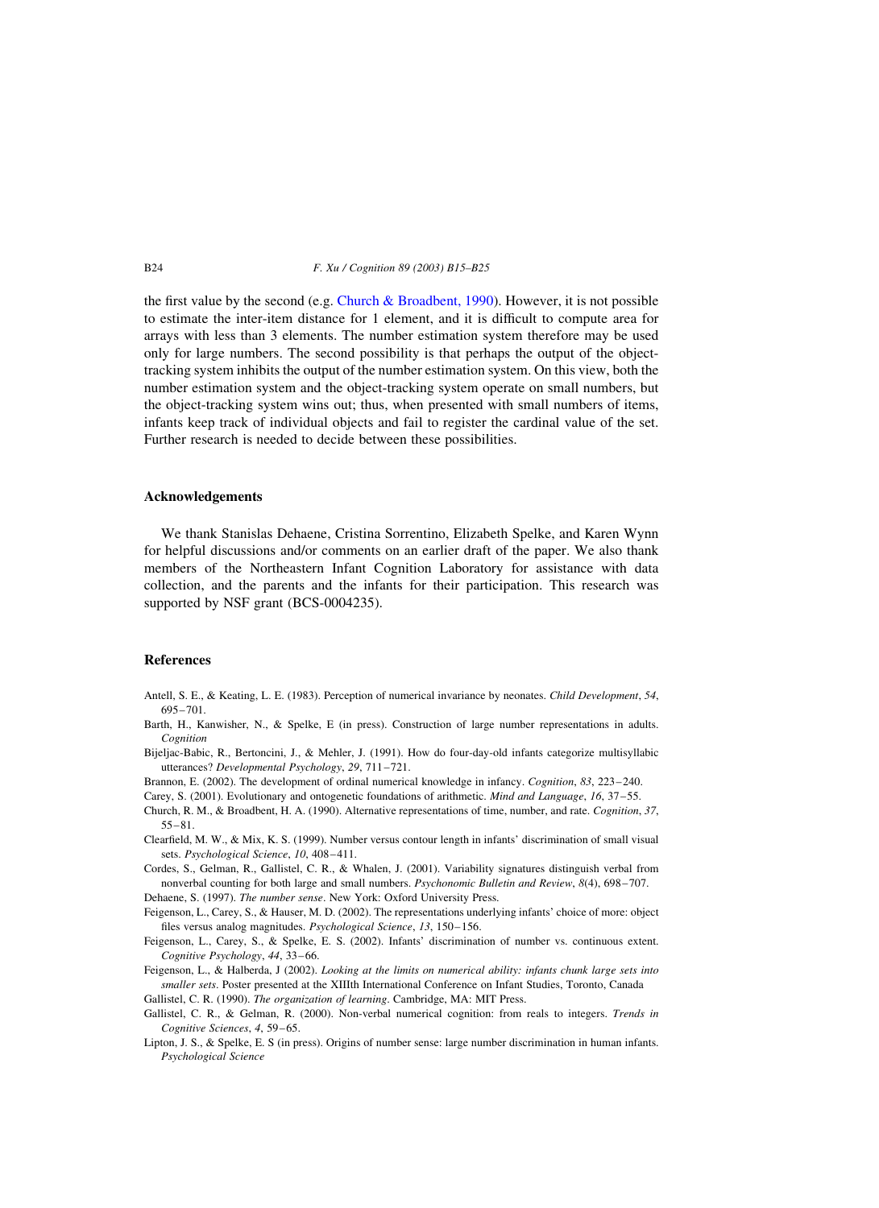the first value by the second (e.g. Church & Broadbent, 1990). However, it is not possible to estimate the inter-item distance for 1 element, and it is difficult to compute area for arrays with less than 3 elements. The number estimation system therefore may be used only for large numbers. The second possibility is that perhaps the output of the object-tracking system inhibits the output of the number estimation system. On this view, both the number estimation system and the object-tracking system operate on small numbers, but the object-tracking system wins out; thus, when presented with small numbers of items, infants keep track of individual objects and fail to register the cardinal value of the set. Further research is needed to decide between these possibilities.

## Acknowledgements

We thank Stanislas Dehaene, Cristina Sorrentino, Elizabeth Spelke, and Karen Wynn for helpful discussions and/or comments on an earlier draft of the paper. We also thank members of the Northeastern Infant Cognition Laboratory for assistance with data collection, and the parents and the infants for their participation. This research was supported by NSF grant (BCS-0004235).

## References

Antell, S. E., & Keating, L. E. (1983). Perception of numerical invariance by neonates. *Child Development*, *54*, 695–701.

Barth, H., Kanwisher, N., & Spelke, E (in press). Construction of large number representations in adults. *Cognition*

Bijeljac-Babic, R., Bertoncini, J., & Mehler, J. (1991). How do four-day-old infants categorize multisyllabic utterances? *Developmental Psychology*, *29*, 711–721.

Brannon, E. (2002). The development of ordinal numerical knowledge in infancy. *Cognition*, *83*, 223–240.

Carey, S. (2001). Evolutionary and ontogenetic foundations of arithmetic. *Mind and Language*, *16*, 37–55.

Church, R. M., & Broadbent, H. A. (1990). Alternative representations of time, number, and rate. *Cognition*, *37*, 55–81.

Clearfield, M. W., & Mix, K. S. (1999). Number versus contour length in infants' discrimination of small visual sets. *Psychological Science*, *10*, 408–411.

Cordes, S., Gelman, R., Gallistel, C. R., & Whalen, J. (2001). Variability signatures distinguish verbal from nonverbal counting for both large and small numbers. *Psychonomic Bulletin and Review*, *8*(4), 698–707.

Dehaene, S. (1997). *The number sense*. New York: Oxford University Press.

Feigenson, L., Carey, S., & Hauser, M. D. (2002). The representations underlying infants' choice of more: object files versus analog magnitudes. *Psychological Science*, *13*, 150–156.

Feigenson, L., Carey, S., & Spelke, E. S. (2002). Infants' discrimination of number vs. continuous extent. *Cognitive Psychology*, *44*, 33–66.

Feigenson, L., & Halberda, J (2002). *Looking at the limits on numerical ability: infants chunk large sets into smaller sets*. Poster presented at the XIIIth International Conference on Infant Studies, Toronto, Canada

Gallistel, C. R. (1990). *The organization of learning*. Cambridge, MA: MIT Press.

Gallistel, C. R., & Gelman, R. (2000). Non-verbal numerical cognition: from reals to integers. *Trends in Cognitive Sciences*, *4*, 59–65.

Lipton, J. S., & Spelke, E. S (in press). Origins of number sense: large number discrimination in human infants. *Psychological Science*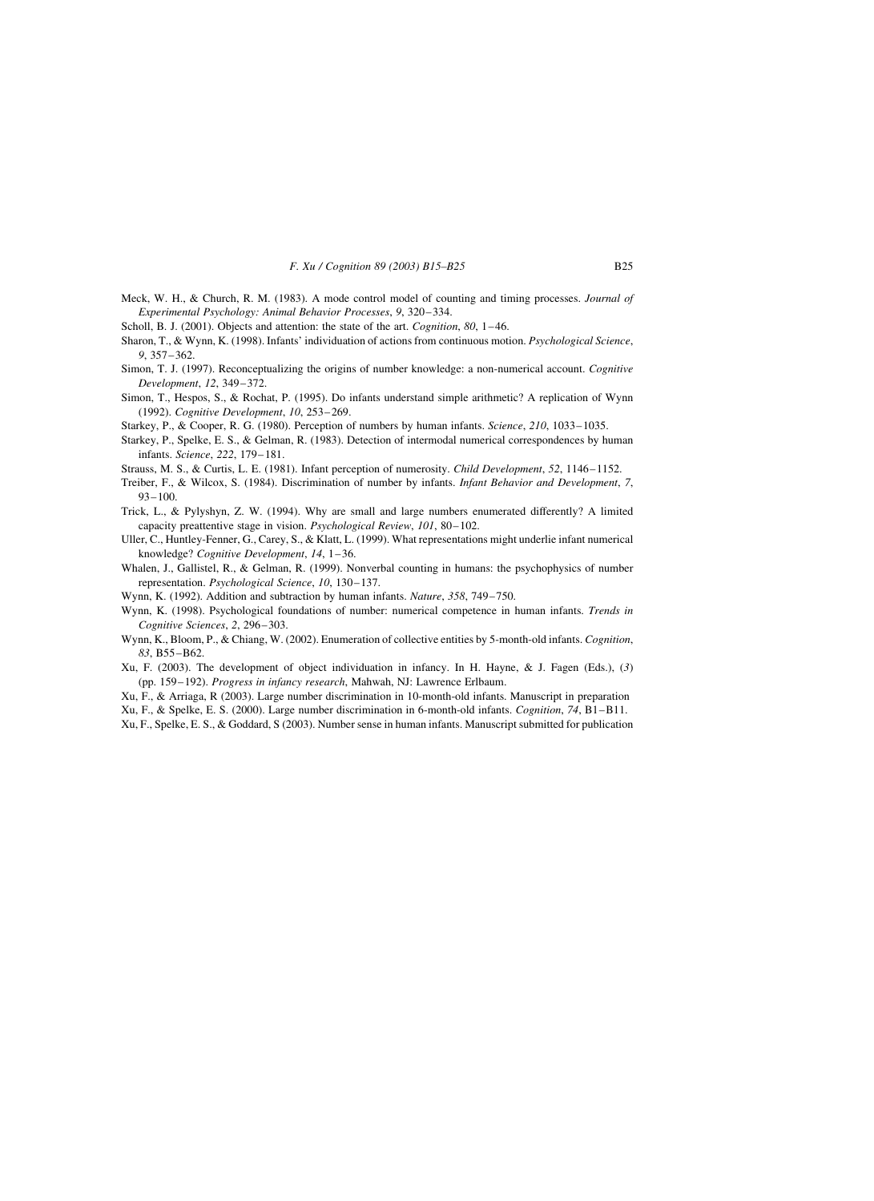Meck, W. H., & Church, R. M. (1983). A mode control model of counting and timing processes. *Journal of Experimental Psychology: Animal Behavior Processes*, *9*, 320–334.

Scholl, B. J. (2001). Objects and attention: the state of the art. *Cognition*, *80*, 1–46.

Sharon, T., & Wynn, K. (1998). Infants' individuation of actions from continuous motion. *Psychological Science*, *9*, 357–362.

Simon, T. J. (1997). Reconceptualizing the origins of number knowledge: a non-numerical account. *Cognitive Development*, *12*, 349–372.

Simon, T., Hespos, S., & Rochat, P. (1995). Do infants understand simple arithmetic? A replication of Wynn (1992). *Cognitive Development*, *10*, 253–269.

Starkey, P., & Cooper, R. G. (1980). Perception of numbers by human infants. *Science*, *210*, 1033–1035.

Starkey, P., Spelke, E. S., & Gelman, R. (1983). Detection of intermodal numerical correspondences by human infants. *Science*, *222*, 179–181.

Strauss, M. S., & Curtis, L. E. (1981). Infant perception of numerosity. *Child Development*, *52*, 1146–1152.

Treiber, F., & Wilcox, S. (1984). Discrimination of number by infants. *Infant Behavior and Development*, *7*, 93–100.

Trick, L., & Pylyshyn, Z. W. (1994). Why are small and large numbers enumerated differently? A limited capacity preattentive stage in vision. *Psychological Review*, *101*, 80–102.

Uller, C., Huntley-Fenner, G., Carey, S., & Klatt, L. (1999). What representations might underlie infant numerical knowledge? *Cognitive Development*, *14*, 1–36.

Whalen, J., Gallistel, R., & Gelman, R. (1999). Nonverbal counting in humans: the psychophysics of number representation. *Psychological Science*, *10*, 130–137.

Wynn, K. (1992). Addition and subtraction by human infants. *Nature*, *358*, 749–750.

Wynn, K. (1998). Psychological foundations of number: numerical competence in human infants. *Trends in Cognitive Sciences*, *2*, 296–303.

Wynn, K., Bloom, P., & Chiang, W. (2002). Enumeration of collective entities by 5-month-old infants. *Cognition*, *83*, B55–B62.

Xu, F. (2003). The development of object individuation in infancy. In H. Hayne, & J. Fagen (Eds.), (*3*) (pp. 159–192). *Progress in infancy research*, Mahwah, NJ: Lawrence Erlbaum.

Xu, F., & Arriaga, R (2003). Large number discrimination in 10-month-old infants. Manuscript in preparation

Xu, F., & Spelke, E. S. (2000). Large number discrimination in 6-month-old infants. *Cognition*, *74*, B1–B11.

Xu, F., Spelke, E. S., & Goddard, S (2003). Number sense in human infants. Manuscript submitted for publication